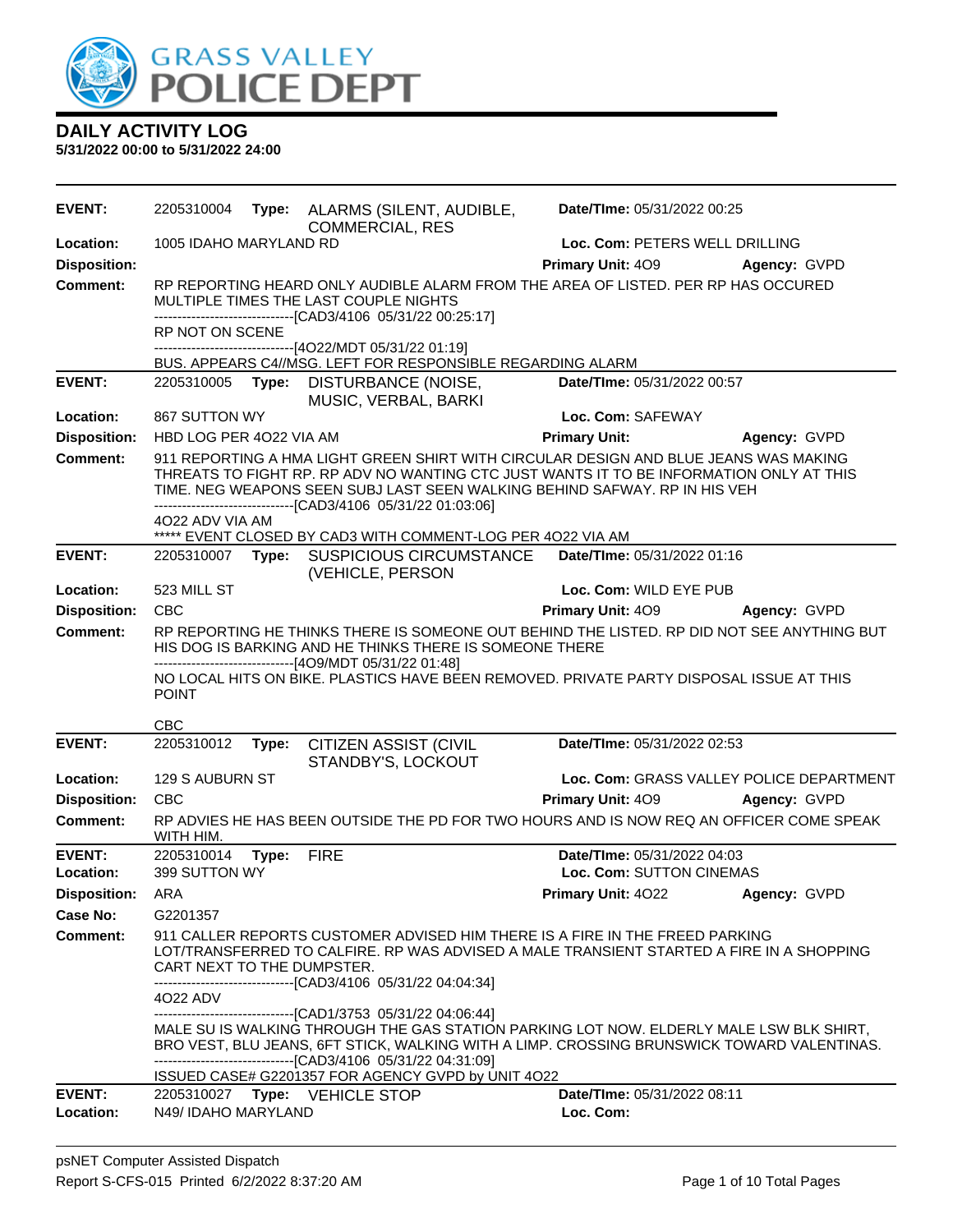# DAILY ACTIVITY LOG

**5/31/2022 00:00 to 5/31/2022 24:00**

| | | | |
|---|---|---|---|
| **EVENT:** | 2205310004 **Type:** ALARMS (SILENT, AUDIBLE, COMMERCIAL, RES | **Date/TIme:** 05/31/2022 00:25 | |
| **Location:** | 1005 IDAHO MARYLAND RD | **Loc. Com:** PETERS WELL DRILLING | |
| **Disposition:** | | **Primary Unit:** 4O9 | **Agency:** GVPD |

**Comment:** RP REPORTING HEARD ONLY AUDIBLE ALARM FROM THE AREA OF LISTED. PER RP HAS OCCURED MULTIPLE TIMES THE LAST COUPLE NIGHTS
------------------------------[CAD3/4106 05/31/22 00:25:17]
RP NOT ON SCENE
------------------------------[4O22/MDT 05/31/22 01:19]
BUS. APPEARS C4//MSG. LEFT FOR RESPONSIBLE REGARDING ALARM

| | | | |
|---|---|---|---|
| **EVENT:** | 2205310005 **Type:** DISTURBANCE (NOISE, MUSIC, VERBAL, BARKI | **Date/TIme:** 05/31/2022 00:57 | |
| **Location:** | 867 SUTTON WY | **Loc. Com:** SAFEWAY | |
| **Disposition:** | HBD LOG PER 4O22 VIA AM | **Primary Unit:** | **Agency:** GVPD |

**Comment:** 911 REPORTING A HMA LIGHT GREEN SHIRT WITH CIRCULAR DESIGN AND BLUE JEANS WAS MAKING THREATS TO FIGHT RP. RP ADV NO WANTING CTC JUST WANTS IT TO BE INFORMATION ONLY AT THIS TIME. NEG WEAPONS SEEN SUBJ LAST SEEN WALKING BEHIND SAFWAY. RP IN HIS VEH
------------------------------[CAD3/4106 05/31/22 01:03:06]
4O22 ADV VIA AM
***** EVENT CLOSED BY CAD3 WITH COMMENT-LOG PER 4O22 VIA AM

| | | | |
|---|---|---|---|
| **EVENT:** | 2205310007 **Type:** SUSPICIOUS CIRCUMSTANCE (VEHICLE, PERSON | **Date/TIme:** 05/31/2022 01:16 | |
| **Location:** | 523 MILL ST | **Loc. Com:** WILD EYE PUB | |
| **Disposition:** | CBC | **Primary Unit:** 4O9 | **Agency:** GVPD |

**Comment:** RP REPORTING HE THINKS THERE IS SOMEONE OUT BEHIND THE LISTED. RP DID NOT SEE ANYTHING BUT HIS DOG IS BARKING AND HE THINKS THERE IS SOMEONE THERE
------------------------------[4O9/MDT 05/31/22 01:48]
NO LOCAL HITS ON BIKE. PLASTICS HAVE BEEN REMOVED. PRIVATE PARTY DISPOSAL ISSUE AT THIS POINT

CBC

| | | | |
|---|---|---|---|
| **EVENT:** | 2205310012 **Type:** CITIZEN ASSIST (CIVIL STANDBY'S, LOCKOUT | **Date/TIme:** 05/31/2022 02:53 | |
| **Location:** | 129 S AUBURN ST | **Loc. Com:** GRASS VALLEY POLICE DEPARTMENT | |
| **Disposition:** | CBC | **Primary Unit:** 4O9 | **Agency:** GVPD |

**Comment:** RP ADVIES HE HAS BEEN OUTSIDE THE PD FOR TWO HOURS AND IS NOW REQ AN OFFICER COME SPEAK WITH HIM.

| | | | |
|---|---|---|---|
| **EVENT:** | 2205310014 **Type:** FIRE | **Date/TIme:** 05/31/2022 04:03 | |
| **Location:** | 399 SUTTON WY | **Loc. Com:** SUTTON CINEMAS | |
| **Disposition:** | ARA | **Primary Unit:** 4O22 | **Agency:** GVPD |
| **Case No:** | G2201357 | | |

**Comment:** 911 CALLER REPORTS CUSTOMER ADVISED HIM THERE IS A FIRE IN THE FREED PARKING LOT/TRANSFERRED TO CALFIRE. RP WAS ADVISED A MALE TRANSIENT STARTED A FIRE IN A SHOPPING CART NEXT TO THE DUMPSTER.
------------------------------[CAD3/4106 05/31/22 04:04:34]
4O22 ADV
------------------------------[CAD1/3753 05/31/22 04:06:44]
MALE SU IS WALKING THROUGH THE GAS STATION PARKING LOT NOW. ELDERLY MALE LSW BLK SHIRT, BRO VEST, BLU JEANS, 6FT STICK, WALKING WITH A LIMP. CROSSING BRUNSWICK TOWARD VALENTINAS.
------------------------------[CAD3/4106 05/31/22 04:31:09]
ISSUED CASE# G2201357 FOR AGENCY GVPD by UNIT 4O22

| | | | |
|---|---|---|---|
| **EVENT:** | 2205310027 **Type:** VEHICLE STOP | **Date/TIme:** 05/31/2022 08:11 | |
| **Location:** | N49/ IDAHO MARYLAND | **Loc. Com:** | |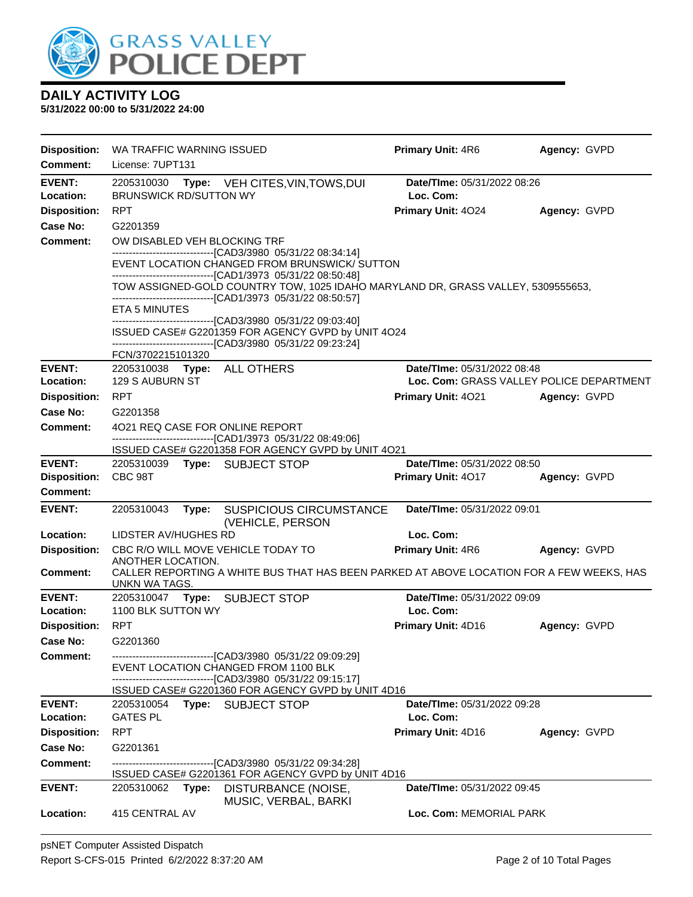# DAILY ACTIVITY LOG

**5/31/2022 00:00 to 5/31/2022 24:00**

**Disposition:** WA TRAFFIC WARNING ISSUED | **Primary Unit:** 4R6 | **Agency:** GVPD
**Comment:** License: 7UPT131

---

**EVENT:** 2205310030 **Type:** VEH CITES,VIN,TOWS,DUI | **Date/TIme:** 05/31/2022 08:26
**Location:** BRUNSWICK RD/SUTTON WY | **Loc. Com:**
**Disposition:** RPT | **Primary Unit:** 4O24 | **Agency:** GVPD
**Case No:** G2201359
**Comment:** OW DISABLED VEH BLOCKING TRF
------------------------------[CAD3/3980 05/31/22 08:34:14]
EVENT LOCATION CHANGED FROM BRUNSWICK/ SUTTON
------------------------------[CAD1/3973 05/31/22 08:50:48]
TOW ASSIGNED-GOLD COUNTRY TOW, 1025 IDAHO MARYLAND DR, GRASS VALLEY, 5309555653,
------------------------------[CAD1/3973 05/31/22 08:50:57]
ETA 5 MINUTES
------------------------------[CAD3/3980 05/31/22 09:03:40]
ISSUED CASE# G2201359 FOR AGENCY GVPD by UNIT 4O24
------------------------------[CAD3/3980 05/31/22 09:23:24]
FCN/3702215101320

---

**EVENT:** 2205310038 **Type:** ALL OTHERS | **Date/TIme:** 05/31/2022 08:48
**Location:** 129 S AUBURN ST | **Loc. Com:** GRASS VALLEY POLICE DEPARTMENT
**Disposition:** RPT | **Primary Unit:** 4O21 | **Agency:** GVPD
**Case No:** G2201358
**Comment:** 4O21 REQ CASE FOR ONLINE REPORT
------------------------------[CAD1/3973 05/31/22 08:49:06]
ISSUED CASE# G2201358 FOR AGENCY GVPD by UNIT 4O21

---

**EVENT:** 2205310039 **Type:** SUBJECT STOP | **Date/TIme:** 05/31/2022 08:50
**Disposition:** CBC 98T | **Primary Unit:** 4O17 | **Agency:** GVPD
**Comment:**

---

**EVENT:** 2205310043 **Type:** SUSPICIOUS CIRCUMSTANCE (VEHICLE, PERSON | **Date/TIme:** 05/31/2022 09:01
**Location:** LIDSTER AV/HUGHES RD | **Loc. Com:**
**Disposition:** CBC R/O WILL MOVE VEHICLE TODAY TO ANOTHER LOCATION. | **Primary Unit:** 4R6 | **Agency:** GVPD
**Comment:** CALLER REPORTING A WHITE BUS THAT HAS BEEN PARKED AT ABOVE LOCATION FOR A FEW WEEKS, HAS UNKN WA TAGS.

---

**EVENT:** 2205310047 **Type:** SUBJECT STOP | **Date/TIme:** 05/31/2022 09:09
**Location:** 1100 BLK SUTTON WY | **Loc. Com:**
**Disposition:** RPT | **Primary Unit:** 4D16 | **Agency:** GVPD
**Case No:** G2201360
**Comment:** ------------------------------[CAD3/3980 05/31/22 09:09:29]
EVENT LOCATION CHANGED FROM 1100 BLK
------------------------------[CAD3/3980 05/31/22 09:15:17]
ISSUED CASE# G2201360 FOR AGENCY GVPD by UNIT 4D16

---

**EVENT:** 2205310054 **Type:** SUBJECT STOP | **Date/TIme:** 05/31/2022 09:28
**Location:** GATES PL | **Loc. Com:**
**Disposition:** RPT | **Primary Unit:** 4D16 | **Agency:** GVPD
**Case No:** G2201361
**Comment:** ------------------------------[CAD3/3980 05/31/22 09:34:28]
ISSUED CASE# G2201361 FOR AGENCY GVPD by UNIT 4D16

---

**EVENT:** 2205310062 **Type:** DISTURBANCE (NOISE, MUSIC, VERBAL, BARKI | **Date/TIme:** 05/31/2022 09:45
**Location:** 415 CENTRAL AV | **Loc. Com:** MEMORIAL PARK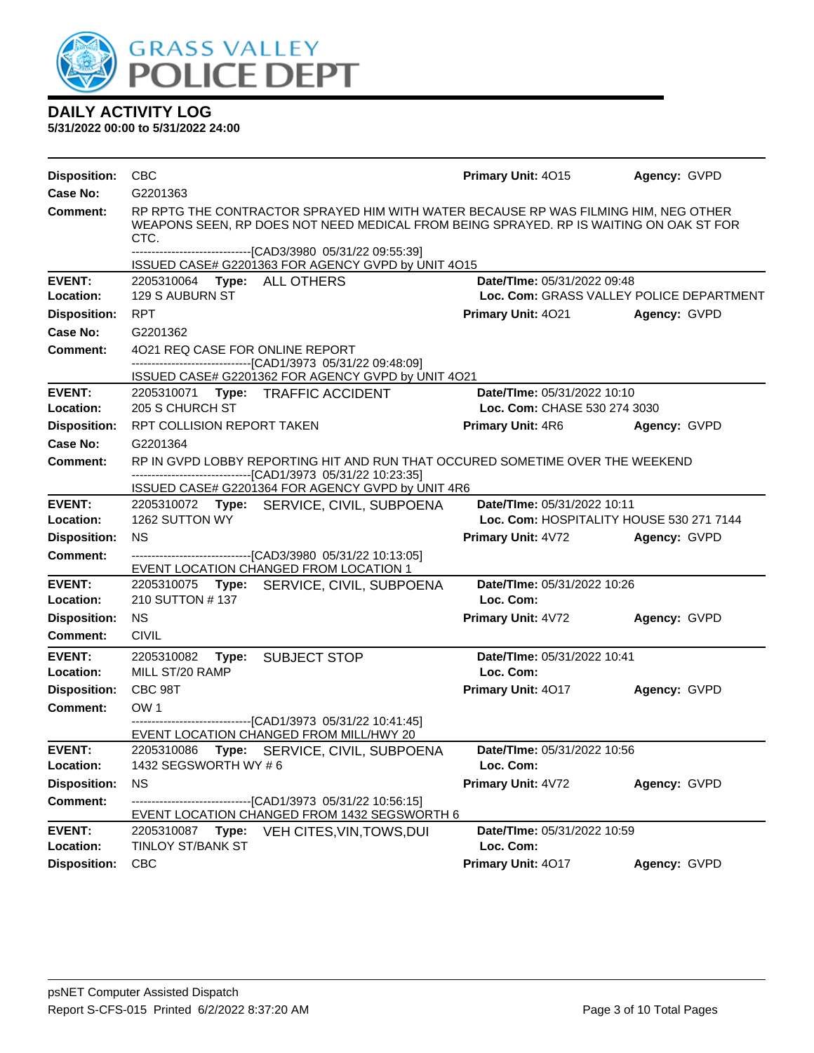# DAILY ACTIVITY LOG

**5/31/2022 00:00 to 5/31/2022 24:00**

| | | | |
|---|---|---|---|
| **Disposition:** CBC | | **Primary Unit:** 4O15 | **Agency:** GVPD |
| **Case No:** G2201363 | | | |

**Comment:** RP RPTG THE CONTRACTOR SPRAYED HIM WITH WATER BECAUSE RP WAS FILMING HIM, NEG OTHER WEAPONS SEEN, RP DOES NOT NEED MEDICAL FROM BEING SPRAYED. RP IS WAITING ON OAK ST FOR CTC.
------------------------------[CAD3/3980 05/31/22 09:55:39]
ISSUED CASE# G2201363 FOR AGENCY GVPD by UNIT 4O15

---

| | | | |
|---|---|---|---|
| **EVENT:** 2205310064 | **Type:** ALL OTHERS | **Date/TIme:** 05/31/2022 09:48 | |
| **Location:** 129 S AUBURN ST | | **Loc. Com:** GRASS VALLEY POLICE DEPARTMENT | |
| **Disposition:** RPT | | **Primary Unit:** 4O21 | **Agency:** GVPD |
| **Case No:** G2201362 | | | |

**Comment:** 4O21 REQ CASE FOR ONLINE REPORT
------------------------------[CAD1/3973 05/31/22 09:48:09]
ISSUED CASE# G2201362 FOR AGENCY GVPD by UNIT 4O21

---

| | | | |
|---|---|---|---|
| **EVENT:** 2205310071 | **Type:** TRAFFIC ACCIDENT | **Date/TIme:** 05/31/2022 10:10 | |
| **Location:** 205 S CHURCH ST | | **Loc. Com:** CHASE 530 274 3030 | |
| **Disposition:** RPT COLLISION REPORT TAKEN | | **Primary Unit:** 4R6 | **Agency:** GVPD |
| **Case No:** G2201364 | | | |

**Comment:** RP IN GVPD LOBBY REPORTING HIT AND RUN THAT OCCURED SOMETIME OVER THE WEEKEND
------------------------------[CAD1/3973 05/31/22 10:23:35]
ISSUED CASE# G2201364 FOR AGENCY GVPD by UNIT 4R6

---

| | | | |
|---|---|---|---|
| **EVENT:** 2205310072 | **Type:** SERVICE, CIVIL, SUBPOENA | **Date/TIme:** 05/31/2022 10:11 | |
| **Location:** 1262 SUTTON WY | | **Loc. Com:** HOSPITALITY HOUSE 530 271 7144 | |
| **Disposition:** NS | | **Primary Unit:** 4V72 | **Agency:** GVPD |

**Comment:** ------------------------------[CAD3/3980 05/31/22 10:13:05]
EVENT LOCATION CHANGED FROM LOCATION 1

---

| | | | |
|---|---|---|---|
| **EVENT:** 2205310075 | **Type:** SERVICE, CIVIL, SUBPOENA | **Date/TIme:** 05/31/2022 10:26 | |
| **Location:** 210 SUTTON # 137 | | **Loc. Com:** | |
| **Disposition:** NS | | **Primary Unit:** 4V72 | **Agency:** GVPD |

**Comment:** CIVIL

---

| | | | |
|---|---|---|---|
| **EVENT:** 2205310082 | **Type:** SUBJECT STOP | **Date/TIme:** 05/31/2022 10:41 | |
| **Location:** MILL ST/20 RAMP | | **Loc. Com:** | |
| **Disposition:** CBC 98T | | **Primary Unit:** 4O17 | **Agency:** GVPD |

**Comment:** OW 1
------------------------------[CAD1/3973 05/31/22 10:41:45]
EVENT LOCATION CHANGED FROM MILL/HWY 20

---

| | | | |
|---|---|---|---|
| **EVENT:** 2205310086 | **Type:** SERVICE, CIVIL, SUBPOENA | **Date/TIme:** 05/31/2022 10:56 | |
| **Location:** 1432 SEGSWORTH WY # 6 | | **Loc. Com:** | |
| **Disposition:** NS | | **Primary Unit:** 4V72 | **Agency:** GVPD |

**Comment:** ------------------------------[CAD1/3973 05/31/22 10:56:15]
EVENT LOCATION CHANGED FROM 1432 SEGSWORTH 6

---

| | | | |
|---|---|---|---|
| **EVENT:** 2205310087 | **Type:** VEH CITES,VIN,TOWS,DUI | **Date/TIme:** 05/31/2022 10:59 | |
| **Location:** TINLOY ST/BANK ST | | **Loc. Com:** | |
| **Disposition:** CBC | | **Primary Unit:** 4O17 | **Agency:** GVPD |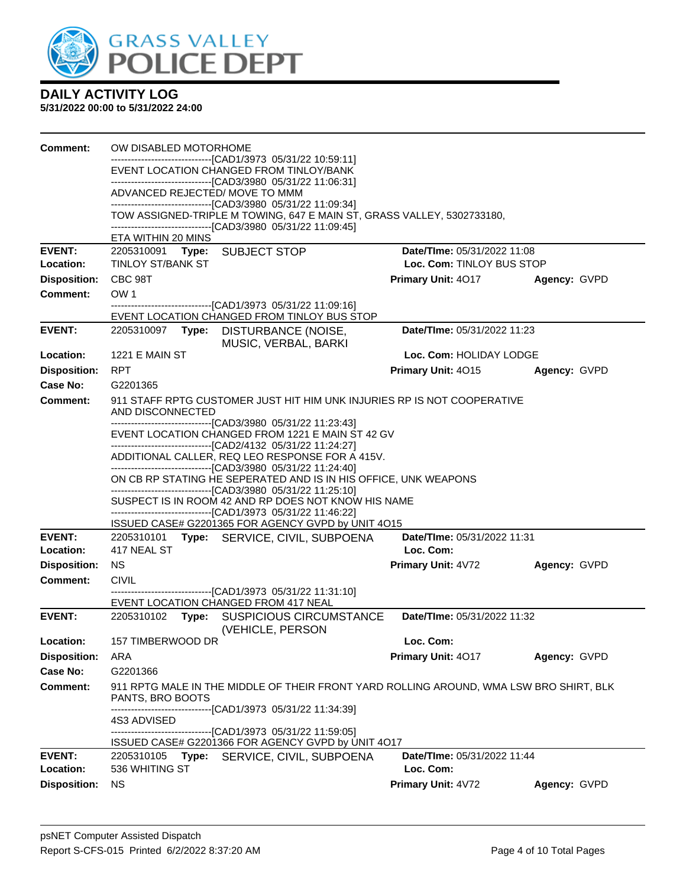# DAILY ACTIVITY LOG

**5/31/2022 00:00 to 5/31/2022 24:00**

**Comment:** OW DISABLED MOTORHOME
------------------------------[CAD1/3973 05/31/22 10:59:11]
EVENT LOCATION CHANGED FROM TINLOY/BANK
------------------------------[CAD3/3980 05/31/22 11:06:31]
ADVANCED REJECTED/ MOVE TO MMM
------------------------------[CAD3/3980 05/31/22 11:09:34]
TOW ASSIGNED-TRIPLE M TOWING, 647 E MAIN ST, GRASS VALLEY, 5302733180,
------------------------------[CAD3/3980 05/31/22 11:09:45]
ETA WITHIN 20 MINS

---

**EVENT:** 2205310091 **Type:** SUBJECT STOP **Date/TIme:** 05/31/2022 11:08
**Location:** TINLOY ST/BANK ST **Loc. Com:** TINLOY BUS STOP
**Disposition:** CBC 98T **Primary Unit:** 4O17 **Agency:** GVPD
**Comment:** OW 1
------------------------------[CAD1/3973 05/31/22 11:09:16]
EVENT LOCATION CHANGED FROM TINLOY BUS STOP

---

**EVENT:** 2205310097 **Type:** DISTURBANCE (NOISE, MUSIC, VERBAL, BARKI **Date/TIme:** 05/31/2022 11:23
**Location:** 1221 E MAIN ST **Loc. Com:** HOLIDAY LODGE
**Disposition:** RPT **Primary Unit:** 4O15 **Agency:** GVPD
**Case No:** G2201365
**Comment:** 911 STAFF RPTG CUSTOMER JUST HIT HIM UNK INJURIES RP IS NOT COOPERATIVE AND DISCONNECTED
------------------------------[CAD3/3980 05/31/22 11:23:43]
EVENT LOCATION CHANGED FROM 1221 E MAIN ST 42 GV
------------------------------[CAD2/4132 05/31/22 11:24:27]
ADDITIONAL CALLER, REQ LEO RESPONSE FOR A 415V.
------------------------------[CAD3/3980 05/31/22 11:24:40]
ON CB RP STATING HE SEPERATED AND IS IN HIS OFFICE, UNK WEAPONS
------------------------------[CAD3/3980 05/31/22 11:25:10]
SUSPECT IS IN ROOM 42 AND RP DOES NOT KNOW HIS NAME
------------------------------[CAD1/3973 05/31/22 11:46:22]
ISSUED CASE# G2201365 FOR AGENCY GVPD by UNIT 4O15

---

**EVENT:** 2205310101 **Type:** SERVICE, CIVIL, SUBPOENA **Date/TIme:** 05/31/2022 11:31
**Location:** 417 NEAL ST **Loc. Com:**
**Disposition:** NS **Primary Unit:** 4V72 **Agency:** GVPD
**Comment:** CIVIL
------------------------------[CAD1/3973 05/31/22 11:31:10]
EVENT LOCATION CHANGED FROM 417 NEAL

---

**EVENT:** 2205310102 **Type:** SUSPICIOUS CIRCUMSTANCE (VEHICLE, PERSON **Date/TIme:** 05/31/2022 11:32
**Location:** 157 TIMBERWOOD DR **Loc. Com:**
**Disposition:** ARA **Primary Unit:** 4O17 **Agency:** GVPD
**Case No:** G2201366
**Comment:** 911 RPTG MALE IN THE MIDDLE OF THEIR FRONT YARD ROLLING AROUND, WMA LSW BRO SHIRT, BLK PANTS, BRO BOOTS
------------------------------[CAD1/3973 05/31/22 11:34:39]
4S3 ADVISED
------------------------------[CAD1/3973 05/31/22 11:59:05]
ISSUED CASE# G2201366 FOR AGENCY GVPD by UNIT 4O17

---

**EVENT:** 2205310105 **Type:** SERVICE, CIVIL, SUBPOENA **Date/TIme:** 05/31/2022 11:44
**Location:** 536 WHITING ST **Loc. Com:**
**Disposition:** NS **Primary Unit:** 4V72 **Agency:** GVPD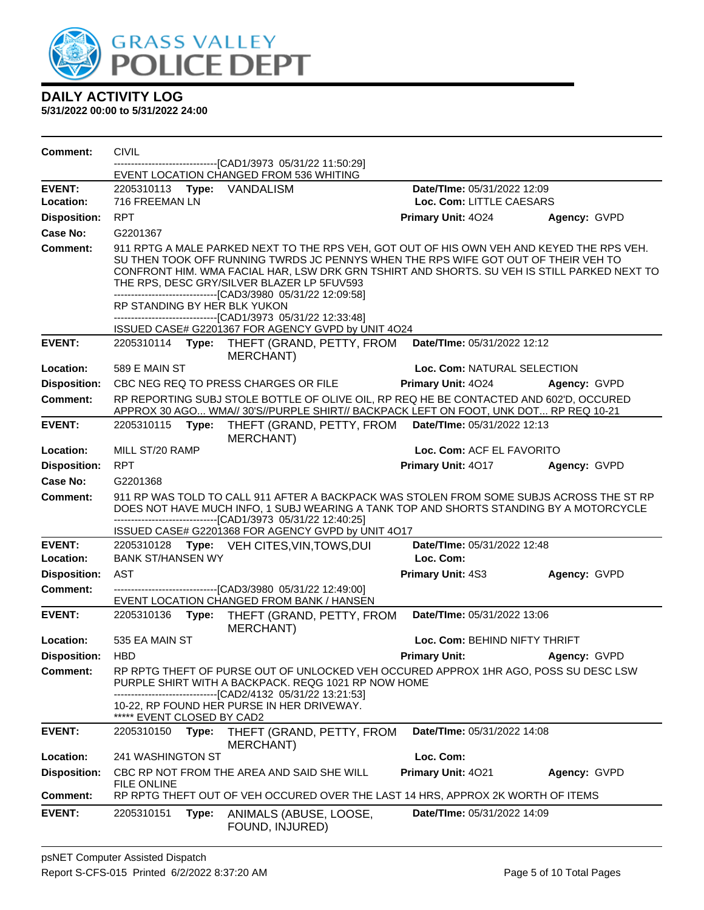# DAILY ACTIVITY LOG

**5/31/2022 00:00 to 5/31/2022 24:00**

**Comment:** CIVIL
------------------------------[CAD1/3973 05/31/22 11:50:29]
EVENT LOCATION CHANGED FROM 536 WHITING

---

**EVENT:** 2205310113 **Type:** VANDALISM **Date/TIme:** 05/31/2022 12:09
**Location:** 716 FREEMAN LN **Loc. Com:** LITTLE CAESARS
**Disposition:** RPT **Primary Unit:** 4O24 **Agency:** GVPD
**Case No:** G2201367
**Comment:** 911 RPTG A MALE PARKED NEXT TO THE RPS VEH, GOT OUT OF HIS OWN VEH AND KEYED THE RPS VEH. SU THEN TOOK OFF RUNNING TWRDS JC PENNYS WHEN THE RPS WIFE GOT OUT OF THEIR VEH TO CONFRONT HIM. WMA FACIAL HAR, LSW DRK GRN TSHIRT AND SHORTS. SU VEH IS STILL PARKED NEXT TO THE RPS, DESC GRY/SILVER BLAZER LP 5FUV593
------------------------------[CAD3/3980 05/31/22 12:09:58]
RP STANDING BY HER BLK YUKON
------------------------------[CAD1/3973 05/31/22 12:33:48]
ISSUED CASE# G2201367 FOR AGENCY GVPD by UNIT 4O24

---

**EVENT:** 2205310114 **Type:** THEFT (GRAND, PETTY, FROM MERCHANT) **Date/TIme:** 05/31/2022 12:12
**Location:** 589 E MAIN ST **Loc. Com:** NATURAL SELECTION
**Disposition:** CBC NEG REQ TO PRESS CHARGES OR FILE **Primary Unit:** 4O24 **Agency:** GVPD
**Comment:** RP REPORTING SUBJ STOLE BOTTLE OF OLIVE OIL, RP REQ HE BE CONTACTED AND 602'D, OCCURED APPROX 30 AGO... WMA// 30'S//PURPLE SHIRT// BACKPACK LEFT ON FOOT, UNK DOT... RP REQ 10-21

---

**EVENT:** 2205310115 **Type:** THEFT (GRAND, PETTY, FROM MERCHANT) **Date/TIme:** 05/31/2022 12:13
**Location:** MILL ST/20 RAMP **Loc. Com:** ACF EL FAVORITO
**Disposition:** RPT **Primary Unit:** 4O17 **Agency:** GVPD
**Case No:** G2201368
**Comment:** 911 RP WAS TOLD TO CALL 911 AFTER A BACKPACK WAS STOLEN FROM SOME SUBJS ACROSS THE ST RP DOES NOT HAVE MUCH INFO, 1 SUBJ WEARING A TANK TOP AND SHORTS STANDING BY A MOTORCYCLE
------------------------------[CAD1/3973 05/31/22 12:40:25]
ISSUED CASE# G2201368 FOR AGENCY GVPD by UNIT 4O17

---

**EVENT:** 2205310128 **Type:** VEH CITES,VIN,TOWS,DUI **Date/TIme:** 05/31/2022 12:48
**Location:** BANK ST/HANSEN WY **Loc. Com:**
**Disposition:** AST **Primary Unit:** 4S3 **Agency:** GVPD
**Comment:** ------------------------------[CAD3/3980 05/31/22 12:49:00]
EVENT LOCATION CHANGED FROM BANK / HANSEN

---

**EVENT:** 2205310136 **Type:** THEFT (GRAND, PETTY, FROM MERCHANT) **Date/TIme:** 05/31/2022 13:06
**Location:** 535 EA MAIN ST **Loc. Com:** BEHIND NIFTY THRIFT
**Disposition:** HBD **Primary Unit:** **Agency:** GVPD
**Comment:** RP RPTG THEFT OF PURSE OUT OF UNLOCKED VEH OCCURED APPROX 1HR AGO, POSS SU DESC LSW PURPLE SHIRT WITH A BACKPACK. REQG 1021 RP NOW HOME
------------------------------[CAD2/4132 05/31/22 13:21:53]
10-22, RP FOUND HER PURSE IN HER DRIVEWAY.
***** EVENT CLOSED BY CAD2

---

**EVENT:** 2205310150 **Type:** THEFT (GRAND, PETTY, FROM MERCHANT) **Date/TIme:** 05/31/2022 14:08
**Location:** 241 WASHINGTON ST **Loc. Com:**
**Disposition:** CBC RP NOT FROM THE AREA AND SAID SHE WILL FILE ONLINE **Primary Unit:** 4O21 **Agency:** GVPD
**Comment:** RP RPTG THEFT OUT OF VEH OCCURED OVER THE LAST 14 HRS, APPROX 2K WORTH OF ITEMS

---

**EVENT:** 2205310151 **Type:** ANIMALS (ABUSE, LOOSE, FOUND, INJURED) **Date/TIme:** 05/31/2022 14:09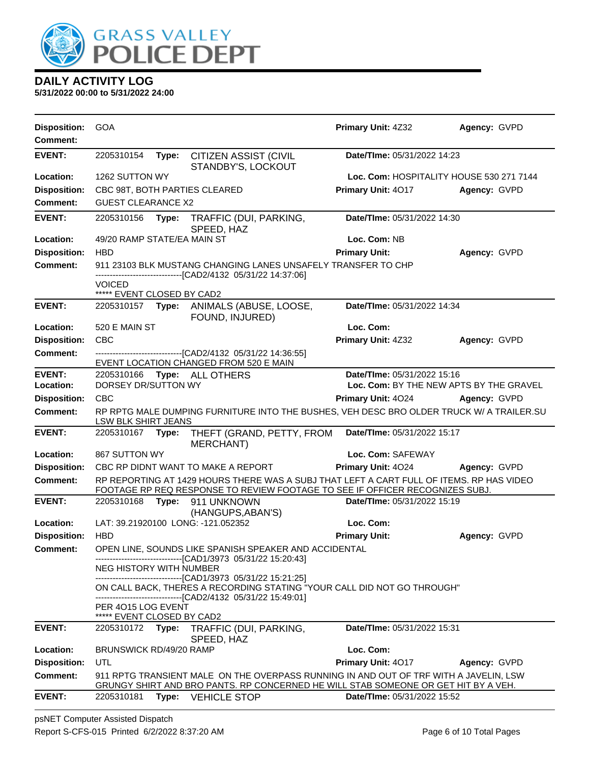# GRASS VALLEY POLICE DEPT

## DAILY ACTIVITY LOG

**5/31/2022 00:00 to 5/31/2022 24:00**

**Disposition:** GOA | **Primary Unit:** 4Z32 | **Agency:** GVPD
**Comment:**

---

**EVENT:** 2205310154 **Type:** CITIZEN ASSIST (CIVIL STANDBY'S, LOCKOUT | **Date/TIme:** 05/31/2022 14:23
**Location:** 1262 SUTTON WY | **Loc. Com:** HOSPITALITY HOUSE 530 271 7144
**Disposition:** CBC 98T, BOTH PARTIES CLEARED | **Primary Unit:** 4O17 | **Agency:** GVPD
**Comment:** GUEST CLEARANCE X2

---

**EVENT:** 2205310156 **Type:** TRAFFIC (DUI, PARKING, SPEED, HAZ | **Date/TIme:** 05/31/2022 14:30
**Location:** 49/20 RAMP STATE/EA MAIN ST | **Loc. Com:** NB
**Disposition:** HBD | **Primary Unit:** | **Agency:** GVPD
**Comment:** 911 23103 BLK MUSTANG CHANGING LANES UNSAFELY TRANSFER TO CHP
------------------------------[CAD2/4132 05/31/22 14:37:06]
VOICED
***** EVENT CLOSED BY CAD2

---

**EVENT:** 2205310157 **Type:** ANIMALS (ABUSE, LOOSE, FOUND, INJURED) | **Date/TIme:** 05/31/2022 14:34
**Location:** 520 E MAIN ST | **Loc. Com:**
**Disposition:** CBC | **Primary Unit:** 4Z32 | **Agency:** GVPD
**Comment:** ------------------------------[CAD2/4132 05/31/22 14:36:55]
EVENT LOCATION CHANGED FROM 520 E MAIN

---

**EVENT:** 2205310166 **Type:** ALL OTHERS | **Date/TIme:** 05/31/2022 15:16
**Location:** DORSEY DR/SUTTON WY | **Loc. Com:** BY THE NEW APTS BY THE GRAVEL
**Disposition:** CBC | **Primary Unit:** 4O24 | **Agency:** GVPD
**Comment:** RP RPTG MALE DUMPING FURNITURE INTO THE BUSHES, VEH DESC BRO OLDER TRUCK W/ A TRAILER.SU LSW BLK SHIRT JEANS

---

**EVENT:** 2205310167 **Type:** THEFT (GRAND, PETTY, FROM MERCHANT) | **Date/TIme:** 05/31/2022 15:17
**Location:** 867 SUTTON WY | **Loc. Com:** SAFEWAY
**Disposition:** CBC RP DIDNT WANT TO MAKE A REPORT | **Primary Unit:** 4O24 | **Agency:** GVPD
**Comment:** RP REPORTING AT 1429 HOURS THERE WAS A SUBJ THAT LEFT A CART FULL OF ITEMS. RP HAS VIDEO FOOTAGE RP REQ RESPONSE TO REVIEW FOOTAGE TO SEE IF OFFICER RECOGNIZES SUBJ.

---

**EVENT:** 2205310168 **Type:** 911 UNKNOWN (HANGUPS,ABAN'S) | **Date/TIme:** 05/31/2022 15:19
**Location:** LAT: 39.21920100 LONG: -121.052352 | **Loc. Com:**
**Disposition:** HBD | **Primary Unit:** | **Agency:** GVPD
**Comment:** OPEN LINE, SOUNDS LIKE SPANISH SPEAKER AND ACCIDENTAL
------------------------------[CAD1/3973 05/31/22 15:20:43]
NEG HISTORY WITH NUMBER
------------------------------[CAD1/3973 05/31/22 15:21:25]
ON CALL BACK, THERES A RECORDING STATING "YOUR CALL DID NOT GO THROUGH"
------------------------------[CAD2/4132 05/31/22 15:49:01]
PER 4O15 LOG EVENT
***** EVENT CLOSED BY CAD2

---

**EVENT:** 2205310172 **Type:** TRAFFIC (DUI, PARKING, SPEED, HAZ | **Date/TIme:** 05/31/2022 15:31
**Location:** BRUNSWICK RD/49/20 RAMP | **Loc. Com:**
**Disposition:** UTL | **Primary Unit:** 4O17 | **Agency:** GVPD
**Comment:** 911 RPTG TRANSIENT MALE ON THE OVERPASS RUNNING IN AND OUT OF TRF WITH A JAVELIN, LSW GRUNGY SHIRT AND BRO PANTS. RP CONCERNED HE WILL STAB SOMEONE OR GET HIT BY A VEH.

---

**EVENT:** 2205310181 **Type:** VEHICLE STOP | **Date/TIme:** 05/31/2022 15:52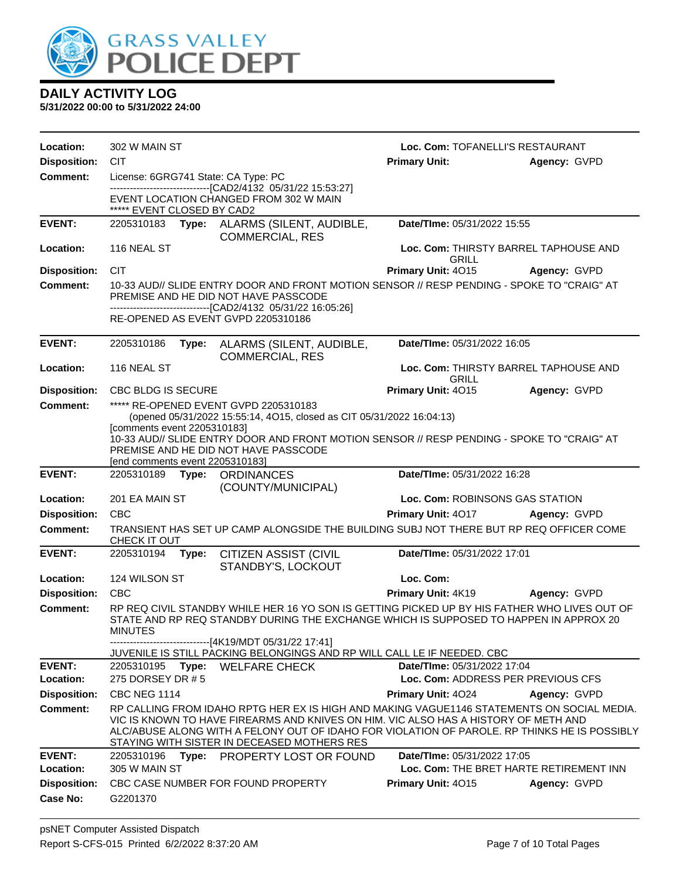# DAILY ACTIVITY LOG

**5/31/2022 00:00 to 5/31/2022 24:00**

**Location:** 302 W MAIN ST | **Loc. Com:** TOFANELLI'S RESTAURANT
**Disposition:** CIT | **Primary Unit:** | **Agency:** GVPD
**Comment:** License: 6GRG741 State: CA Type: PC
------------------------------[CAD2/4132 05/31/22 15:53:27]
EVENT LOCATION CHANGED FROM 302 W MAIN
***** EVENT CLOSED BY CAD2

---

**EVENT:** 2205310183 **Type:** ALARMS (SILENT, AUDIBLE, COMMERCIAL, RES | **Date/TIme:** 05/31/2022 15:55
**Location:** 116 NEAL ST | **Loc. Com:** THIRSTY BARREL TAPHOUSE AND GRILL
**Disposition:** CIT | **Primary Unit:** 4O15 | **Agency:** GVPD
**Comment:** 10-33 AUD// SLIDE ENTRY DOOR AND FRONT MOTION SENSOR // RESP PENDING - SPOKE TO "CRAIG" AT PREMISE AND HE DID NOT HAVE PASSCODE
------------------------------[CAD2/4132 05/31/22 16:05:26]
RE-OPENED AS EVENT GVPD 2205310186

---

**EVENT:** 2205310186 **Type:** ALARMS (SILENT, AUDIBLE, COMMERCIAL, RES | **Date/TIme:** 05/31/2022 16:05
**Location:** 116 NEAL ST | **Loc. Com:** THIRSTY BARREL TAPHOUSE AND GRILL
**Disposition:** CBC BLDG IS SECURE | **Primary Unit:** 4O15 | **Agency:** GVPD
**Comment:** ***** RE-OPENED EVENT GVPD 2205310183
(opened 05/31/2022 15:55:14, 4O15, closed as CIT 05/31/2022 16:04:13)
[comments event 2205310183]
10-33 AUD// SLIDE ENTRY DOOR AND FRONT MOTION SENSOR // RESP PENDING - SPOKE TO "CRAIG" AT PREMISE AND HE DID NOT HAVE PASSCODE
[end comments event 2205310183]

---

**EVENT:** 2205310189 **Type:** ORDINANCES (COUNTY/MUNICIPAL) | **Date/TIme:** 05/31/2022 16:28
**Location:** 201 EA MAIN ST | **Loc. Com:** ROBINSONS GAS STATION
**Disposition:** CBC | **Primary Unit:** 4O17 | **Agency:** GVPD
**Comment:** TRANSIENT HAS SET UP CAMP ALONGSIDE THE BUILDING SUBJ NOT THERE BUT RP REQ OFFICER COME CHECK IT OUT

---

**EVENT:** 2205310194 **Type:** CITIZEN ASSIST (CIVIL STANDBY'S, LOCKOUT | **Date/TIme:** 05/31/2022 17:01
**Location:** 124 WILSON ST | **Loc. Com:**
**Disposition:** CBC | **Primary Unit:** 4K19 | **Agency:** GVPD
**Comment:** RP REQ CIVIL STANDBY WHILE HER 16 YO SON IS GETTING PICKED UP BY HIS FATHER WHO LIVES OUT OF STATE AND RP REQ STANDBY DURING THE EXCHANGE WHICH IS SUPPOSED TO HAPPEN IN APPROX 20 MINUTES
------------------------------[4K19/MDT 05/31/22 17:41]
JUVENILE IS STILL PACKING BELONGINGS AND RP WILL CALL LE IF NEEDED. CBC

---

**EVENT:** 2205310195 **Type:** WELFARE CHECK | **Date/TIme:** 05/31/2022 17:04
**Location:** 275 DORSEY DR # 5 | **Loc. Com:** ADDRESS PER PREVIOUS CFS
**Disposition:** CBC NEG 1114 | **Primary Unit:** 4O24 | **Agency:** GVPD
**Comment:** RP CALLING FROM IDAHO RPTG HER EX IS HIGH AND MAKING VAGUE1146 STATEMENTS ON SOCIAL MEDIA. VIC IS KNOWN TO HAVE FIREARMS AND KNIVES ON HIM. VIC ALSO HAS A HISTORY OF METH AND ALC/ABUSE ALONG WITH A FELONY OUT OF IDAHO FOR VIOLATION OF PAROLE. RP THINKS HE IS POSSIBLY STAYING WITH SISTER IN DECEASED MOTHERS RES

---

**EVENT:** 2205310196 **Type:** PROPERTY LOST OR FOUND | **Date/TIme:** 05/31/2022 17:05
**Location:** 305 W MAIN ST | **Loc. Com:** THE BRET HARTE RETIREMENT INN
**Disposition:** CBC CASE NUMBER FOR FOUND PROPERTY | **Primary Unit:** 4O15 | **Agency:** GVPD
**Case No:** G2201370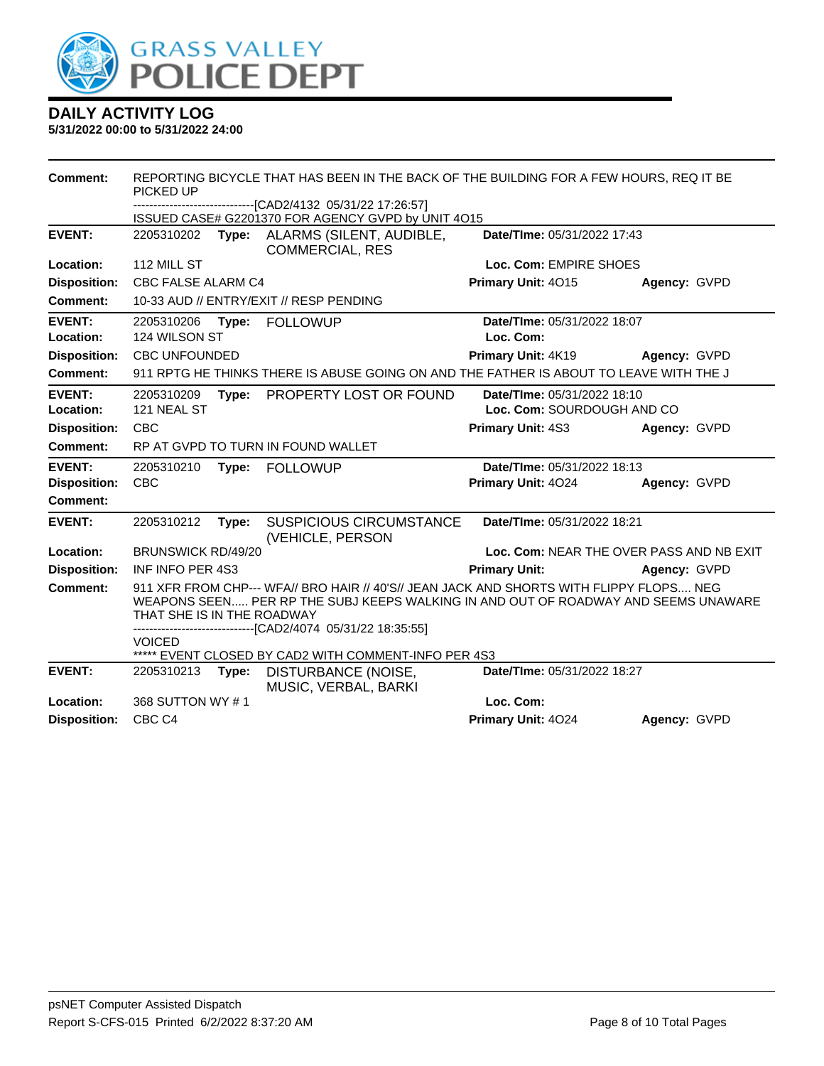# GRASS VALLEY POLICE DEPT

## DAILY ACTIVITY LOG

**5/31/2022 00:00 to 5/31/2022 24:00**

**Comment:** REPORTING BICYCLE THAT HAS BEEN IN THE BACK OF THE BUILDING FOR A FEW HOURS, REQ IT BE PICKED UP
------------------------------[CAD2/4132 05/31/22 17:26:57]
ISSUED CASE# G2201370 FOR AGENCY GVPD by UNIT 4O15

---

| | | | |
|---|---|---|---|
| **EVENT:** | 2205310202 **Type:** ALARMS (SILENT, AUDIBLE, COMMERCIAL, RES | **Date/TIme:** 05/31/2022 17:43 | |
| **Location:** | 112 MILL ST | **Loc. Com:** EMPIRE SHOES | |
| **Disposition:** | CBC FALSE ALARM C4 | **Primary Unit:** 4O15 | **Agency:** GVPD |
| **Comment:** | 10-33 AUD // ENTRY/EXIT // RESP PENDING | | |

---

| | | | |
|---|---|---|---|
| **EVENT:** | 2205310206 **Type:** FOLLOWUP | **Date/TIme:** 05/31/2022 18:07 | |
| **Location:** | 124 WILSON ST | **Loc. Com:** | |
| **Disposition:** | CBC UNFOUNDED | **Primary Unit:** 4K19 | **Agency:** GVPD |
| **Comment:** | 911 RPTG HE THINKS THERE IS ABUSE GOING ON AND THE FATHER IS ABOUT TO LEAVE WITH THE J | | |

---

| | | | |
|---|---|---|---|
| **EVENT:** | 2205310209 **Type:** PROPERTY LOST OR FOUND | **Date/TIme:** 05/31/2022 18:10 | |
| **Location:** | 121 NEAL ST | **Loc. Com:** SOURDOUGH AND CO | |
| **Disposition:** | CBC | **Primary Unit:** 4S3 | **Agency:** GVPD |
| **Comment:** | RP AT GVPD TO TURN IN FOUND WALLET | | |

---

| | | | |
|---|---|---|---|
| **EVENT:** | 2205310210 **Type:** FOLLOWUP | **Date/TIme:** 05/31/2022 18:13 | |
| **Disposition:** | CBC | **Primary Unit:** 4O24 | **Agency:** GVPD |
| **Comment:** | | | |

---

| | | | |
|---|---|---|---|
| **EVENT:** | 2205310212 **Type:** SUSPICIOUS CIRCUMSTANCE (VEHICLE, PERSON | **Date/TIme:** 05/31/2022 18:21 | |
| **Location:** | BRUNSWICK RD/49/20 | **Loc. Com:** NEAR THE OVER PASS AND NB EXIT | |
| **Disposition:** | INF INFO PER 4S3 | **Primary Unit:** | **Agency:** GVPD |

**Comment:** 911 XFR FROM CHP--- WFA// BRO HAIR // 40'S// JEAN JACK AND SHORTS WITH FLIPPY FLOPS.... NEG WEAPONS SEEN..... PER RP THE SUBJ KEEPS WALKING IN AND OUT OF ROADWAY AND SEEMS UNAWARE THAT SHE IS IN THE ROADWAY
------------------------------[CAD2/4074 05/31/22 18:35:55]
VOICED
***** EVENT CLOSED BY CAD2 WITH COMMENT-INFO PER 4S3

---

| | | | |
|---|---|---|---|
| **EVENT:** | 2205310213 **Type:** DISTURBANCE (NOISE, MUSIC, VERBAL, BARKI | **Date/TIme:** 05/31/2022 18:27 | |
| **Location:** | 368 SUTTON WY # 1 | **Loc. Com:** | |
| **Disposition:** | CBC C4 | **Primary Unit:** 4O24 | **Agency:** GVPD |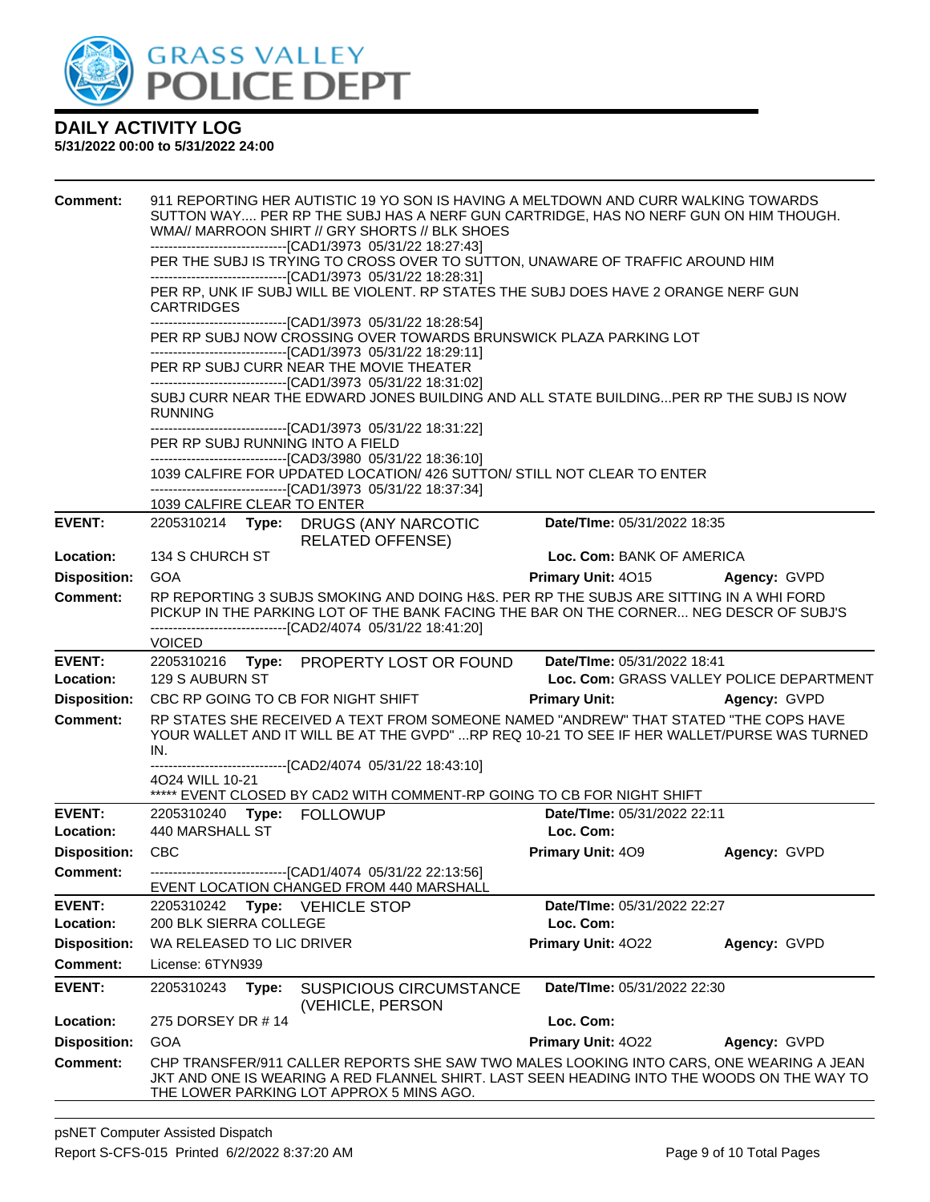# DAILY ACTIVITY LOG

**5/31/2022 00:00 to 5/31/2022 24:00**

**Comment:** 911 REPORTING HER AUTISTIC 19 YO SON IS HAVING A MELTDOWN AND CURR WALKING TOWARDS SUTTON WAY.... PER RP THE SUBJ HAS A NERF GUN CARTRIDGE, HAS NO NERF GUN ON HIM THOUGH. WMA// MARROON SHIRT // GRY SHORTS // BLK SHOES
------------------------------[CAD1/3973 05/31/22 18:27:43]
PER THE SUBJ IS TRYING TO CROSS OVER TO SUTTON, UNAWARE OF TRAFFIC AROUND HIM
------------------------------[CAD1/3973 05/31/22 18:28:31]
PER RP, UNK IF SUBJ WILL BE VIOLENT. RP STATES THE SUBJ DOES HAVE 2 ORANGE NERF GUN CARTRIDGES
------------------------------[CAD1/3973 05/31/22 18:28:54]
PER RP SUBJ NOW CROSSING OVER TOWARDS BRUNSWICK PLAZA PARKING LOT
------------------------------[CAD1/3973 05/31/22 18:29:11]
PER RP SUBJ CURR NEAR THE MOVIE THEATER
------------------------------[CAD1/3973 05/31/22 18:31:02]
SUBJ CURR NEAR THE EDWARD JONES BUILDING AND ALL STATE BUILDING...PER RP THE SUBJ IS NOW RUNNING
------------------------------[CAD1/3973 05/31/22 18:31:22]
PER RP SUBJ RUNNING INTO A FIELD
------------------------------[CAD3/3980 05/31/22 18:36:10]
1039 CALFIRE FOR UPDATED LOCATION/ 426 SUTTON/ STILL NOT CLEAR TO ENTER
------------------------------[CAD1/3973 05/31/22 18:37:34]
1039 CALFIRE CLEAR TO ENTER

---

**EVENT:** 2205310214 **Type:** DRUGS (ANY NARCOTIC RELATED OFFENSE) **Date/TIme:** 05/31/2022 18:35
**Location:** 134 S CHURCH ST **Loc. Com:** BANK OF AMERICA
**Disposition:** GOA **Primary Unit:** 4O15 **Agency:** GVPD
**Comment:** RP REPORTING 3 SUBJS SMOKING AND DOING H&S. PER RP THE SUBJS ARE SITTING IN A WHI FORD PICKUP IN THE PARKING LOT OF THE BANK FACING THE BAR ON THE CORNER... NEG DESCR OF SUBJ'S
------------------------------[CAD2/4074 05/31/22 18:41:20]
VOICED

---

**EVENT:** 2205310216 **Type:** PROPERTY LOST OR FOUND **Date/TIme:** 05/31/2022 18:41
**Location:** 129 S AUBURN ST **Loc. Com:** GRASS VALLEY POLICE DEPARTMENT
**Disposition:** CBC RP GOING TO CB FOR NIGHT SHIFT **Primary Unit:** **Agency:** GVPD
**Comment:** RP STATES SHE RECEIVED A TEXT FROM SOMEONE NAMED "ANDREW" THAT STATED "THE COPS HAVE YOUR WALLET AND IT WILL BE AT THE GVPD" ...RP REQ 10-21 TO SEE IF HER WALLET/PURSE WAS TURNED IN.
------------------------------[CAD2/4074 05/31/22 18:43:10]
4O24 WILL 10-21
***** EVENT CLOSED BY CAD2 WITH COMMENT-RP GOING TO CB FOR NIGHT SHIFT

---

**EVENT:** 2205310240 **Type:** FOLLOWUP **Date/TIme:** 05/31/2022 22:11
**Location:** 440 MARSHALL ST **Loc. Com:**
**Disposition:** CBC **Primary Unit:** 4O9 **Agency:** GVPD
**Comment:** ------------------------------[CAD1/4074 05/31/22 22:13:56]
EVENT LOCATION CHANGED FROM 440 MARSHALL

---

**EVENT:** 2205310242 **Type:** VEHICLE STOP **Date/TIme:** 05/31/2022 22:27
**Location:** 200 BLK SIERRA COLLEGE **Loc. Com:**
**Disposition:** WA RELEASED TO LIC DRIVER **Primary Unit:** 4O22 **Agency:** GVPD
**Comment:** License: 6TYN939

---

**EVENT:** 2205310243 **Type:** SUSPICIOUS CIRCUMSTANCE (VEHICLE, PERSON **Date/TIme:** 05/31/2022 22:30
**Location:** 275 DORSEY DR # 14 **Loc. Com:**
**Disposition:** GOA **Primary Unit:** 4O22 **Agency:** GVPD
**Comment:** CHP TRANSFER/911 CALLER REPORTS SHE SAW TWO MALES LOOKING INTO CARS, ONE WEARING A JEAN JKT AND ONE IS WEARING A RED FLANNEL SHIRT. LAST SEEN HEADING INTO THE WOODS ON THE WAY TO THE LOWER PARKING LOT APPROX 5 MINS AGO.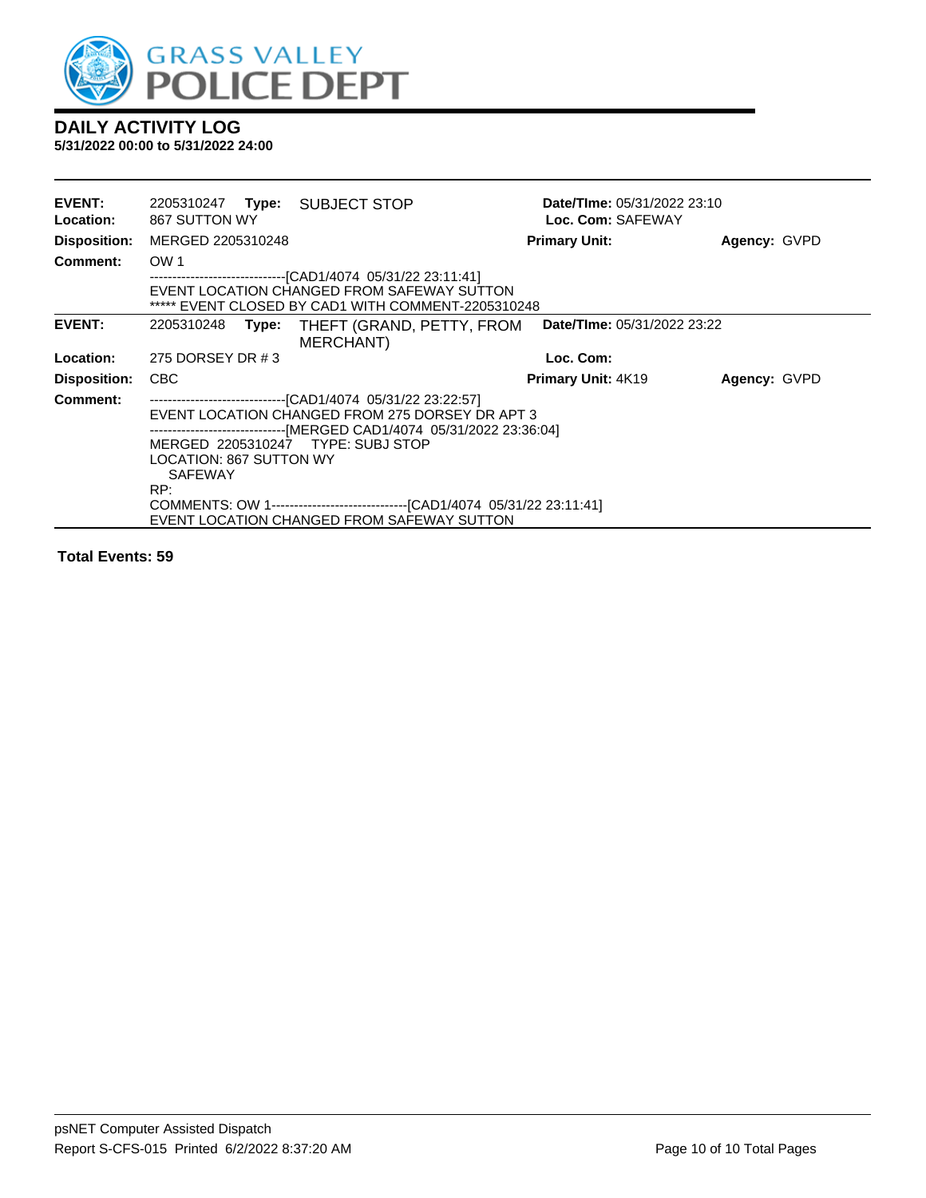GRASS VALLEY POLICE DEPT

## DAILY ACTIVITY LOG

**5/31/2022 00:00 to 5/31/2022 24:00**

| | | | | |
|---|---|---|---|---|
| **EVENT:** | 2205310247 **Type:** SUBJECT STOP | **Date/TIme:** 05/31/2022 23:10 | | |
| **Location:** | 867 SUTTON WY | **Loc. Com:** SAFEWAY | | |
| **Disposition:** | MERGED 2205310248 | **Primary Unit:** | **Agency:** GVPD | |
| **Comment:** | OW 1<br>------------------------------[CAD1/4074 05/31/22 23:11:41]<br>EVENT LOCATION CHANGED FROM SAFEWAY SUTTON<br>***** EVENT CLOSED BY CAD1 WITH COMMENT-2205310248 | | | |
| **EVENT:** | 2205310248 **Type:** THEFT (GRAND, PETTY, FROM MERCHANT) | **Date/TIme:** 05/31/2022 23:22 | | |
| **Location:** | 275 DORSEY DR # 3 | **Loc. Com:** | | |
| **Disposition:** | CBC | **Primary Unit:** 4K19 | **Agency:** GVPD | |
| **Comment:** | ------------------------------[CAD1/4074 05/31/22 23:22:57]<br>EVENT LOCATION CHANGED FROM 275 DORSEY DR APT 3<br>------------------------------[MERGED CAD1/4074 05/31/2022 23:36:04]<br>MERGED 2205310247 TYPE: SUBJ STOP<br>LOCATION: 867 SUTTON WY<br>SAFEWAY<br>RP:<br>COMMENTS: OW 1------------------------------[CAD1/4074 05/31/22 23:11:41]<br>EVENT LOCATION CHANGED FROM SAFEWAY SUTTON | | | |

**Total Events: 59**

psNET Computer Assisted Dispatch
Report S-CFS-015 Printed 6/2/2022 8:37:20 AM